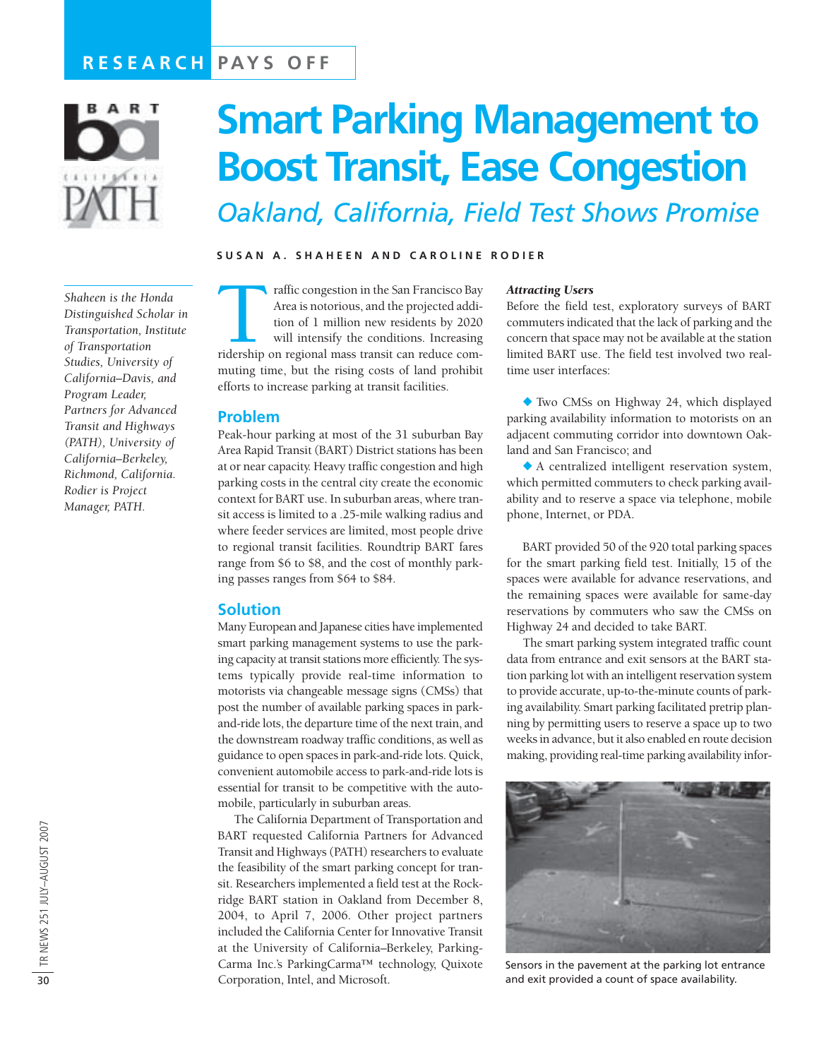RESEARCH PAYS OFF

# Smart Parking Management to Boost Transit, Ease Congestion

## *Oakland, California, Field Test Shows Promise*

**SUSAN A. SHAHEEN AND CAROLINE RODIER**

*Shaheen is the Honda Distinguished Scholar in Transportation, Institute of Transportation Studies, University of California–Davis, and Program Leader, Partners for Advanced Transit and Highways (PATH), University of California–Berkeley, Richmond, California. Rodier is Project Manager, PATH.*

Traffic congestion in the San Francisco Bay Area is notorious, and the projected addition of 1 million new residents by 2020 will intensify the conditions. Increasing ridership on regional mass transit can reduce commuting time, but the rising costs of land prohibit efforts to increase parking at transit facilities.

## Problem

Peak-hour parking at most of the 31 suburban Bay Area Rapid Transit (BART) District stations has been at or near capacity. Heavy traffic congestion and high parking costs in the central city create the economic context for BART use. In suburban areas, where transit access is limited to a .25-mile walking radius and where feeder services are limited, most people drive to regional transit facilities. Roundtrip BART fares range from \$6 to \$8, and the cost of monthly parking passes ranges from \$64 to \$84.

## Solution

Many European and Japanese cities have implemented smart parking management systems to use the parking capacity at transit stations more efficiently. The systems typically provide real-time information to motorists via changeable message signs (CMSs) that post the number of available parking spaces in park-and-ride lots, the departure time of the next train, and the downstream roadway traffic conditions, as well as guidance to open spaces in park-and-ride lots. Quick, convenient automobile access to park-and-ride lots is essential for transit to be competitive with the automobile, particularly in suburban areas.

The California Department of Transportation and BART requested California Partners for Advanced Transit and Highways (PATH) researchers to evaluate the feasibility of the smart parking concept for transit. Researchers implemented a field test at the Rockridge BART station in Oakland from December 8, 2004, to April 7, 2006. Other project partners included the California Center for Innovative Transit at the University of California–Berkeley, ParkingCarma Inc.'s ParkingCarma™ technology, Quixote Corporation, Intel, and Microsoft.

### *Attracting Users*

Before the field test, exploratory surveys of BART commuters indicated that the lack of parking and the concern that space may not be available at the station limited BART use. The field test involved two real-time user interfaces:

- Two CMSs on Highway 24, which displayed parking availability information to motorists on an adjacent commuting corridor into downtown Oakland and San Francisco; and
- A centralized intelligent reservation system, which permitted commuters to check parking availability and to reserve a space via telephone, mobile phone, Internet, or PDA.

BART provided 50 of the 920 total parking spaces for the smart parking field test. Initially, 15 of the spaces were available for advance reservations, and the remaining spaces were available for same-day reservations by commuters who saw the CMSs on Highway 24 and decided to take BART.

The smart parking system integrated traffic count data from entrance and exit sensors at the BART station parking lot with an intelligent reservation system to provide accurate, up-to-the-minute counts of parking availability. Smart parking facilitated pretrip planning by permitting users to reserve a space up to two weeks in advance, but it also enabled en route decision making, providing real-time parking availability infor-

Sensors in the pavement at the parking lot entrance and exit provided a count of space availability.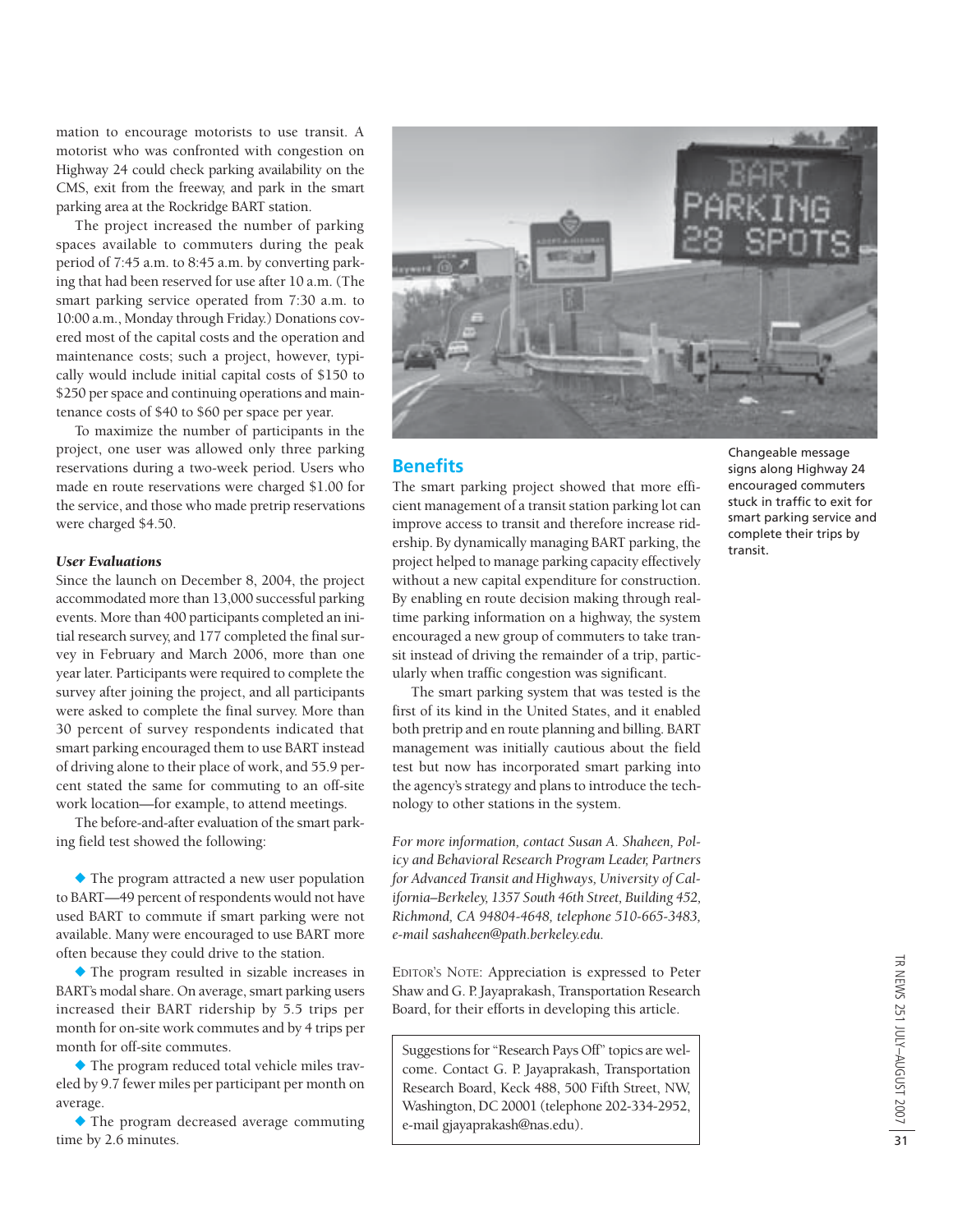mation to encourage motorists to use transit. A motorist who was confronted with congestion on Highway 24 could check parking availability on the CMS, exit from the freeway, and park in the smart parking area at the Rockridge BART station.

The project increased the number of parking spaces available to commuters during the peak period of 7:45 a.m. to 8:45 a.m. by converting parking that had been reserved for use after 10 a.m. (The smart parking service operated from 7:30 a.m. to 10:00 a.m., Monday through Friday.) Donations covered most of the capital costs and the operation and maintenance costs; such a project, however, typically would include initial capital costs of $150 to $250 per space and continuing operations and maintenance costs of $40 to $60 per space per year.

To maximize the number of participants in the project, one user was allowed only three parking reservations during a two-week period. Users who made en route reservations were charged $1.00 for the service, and those who made pretrip reservations were charged $4.50.

#### *User Evaluations*

Since the launch on December 8, 2004, the project accommodated more than 13,000 successful parking events. More than 400 participants completed an initial research survey, and 177 completed the final survey in February and March 2006, more than one year later. Participants were required to complete the survey after joining the project, and all participants were asked to complete the final survey. More than 30 percent of survey respondents indicated that smart parking encouraged them to use BART instead of driving alone to their place of work, and 55.9 percent stated the same for commuting to an off-site work location—for example, to attend meetings.

The before-and-after evaluation of the smart parking field test showed the following:

- The program attracted a new user population to BART—49 percent of respondents would not have used BART to commute if smart parking were not available. Many were encouraged to use BART more often because they could drive to the station.
- The program resulted in sizable increases in BART's modal share. On average, smart parking users increased their BART ridership by 5.5 trips per month for on-site work commutes and by 4 trips per month for off-site commutes.
- The program reduced total vehicle miles traveled by 9.7 fewer miles per participant per month on average.
- The program decreased average commuting time by 2.6 minutes.

Changeable message signs along Highway 24 encouraged commuters stuck in traffic to exit for smart parking service and complete their trips by transit.

## Benefits

The smart parking project showed that more efficient management of a transit station parking lot can improve access to transit and therefore increase ridership. By dynamically managing BART parking, the project helped to manage parking capacity effectively without a new capital expenditure for construction. By enabling en route decision making through real-time parking information on a highway, the system encouraged a new group of commuters to take transit instead of driving the remainder of a trip, particularly when traffic congestion was significant.

The smart parking system that was tested is the first of its kind in the United States, and it enabled both pretrip and en route planning and billing. BART management was initially cautious about the field test but now has incorporated smart parking into the agency's strategy and plans to introduce the technology to other stations in the system.

*For more information, contact Susan A. Shaheen, Policy and Behavioral Research Program Leader, Partners for Advanced Transit and Highways, University of California–Berkeley, 1357 South 46th Street, Building 452, Richmond, CA 94804-4648, telephone 510-665-3483, e-mail sashaheen@path.berkeley.edu.*

EDITOR'S NOTE: Appreciation is expressed to Peter Shaw and G. P. Jayaprakash, Transportation Research Board, for their efforts in developing this article.

Suggestions for "Research Pays Off" topics are welcome. Contact G. P. Jayaprakash, Transportation Research Board, Keck 488, 500 Fifth Street, NW, Washington, DC 20001 (telephone 202-334-2952, e-mail gjayaprakash@nas.edu).